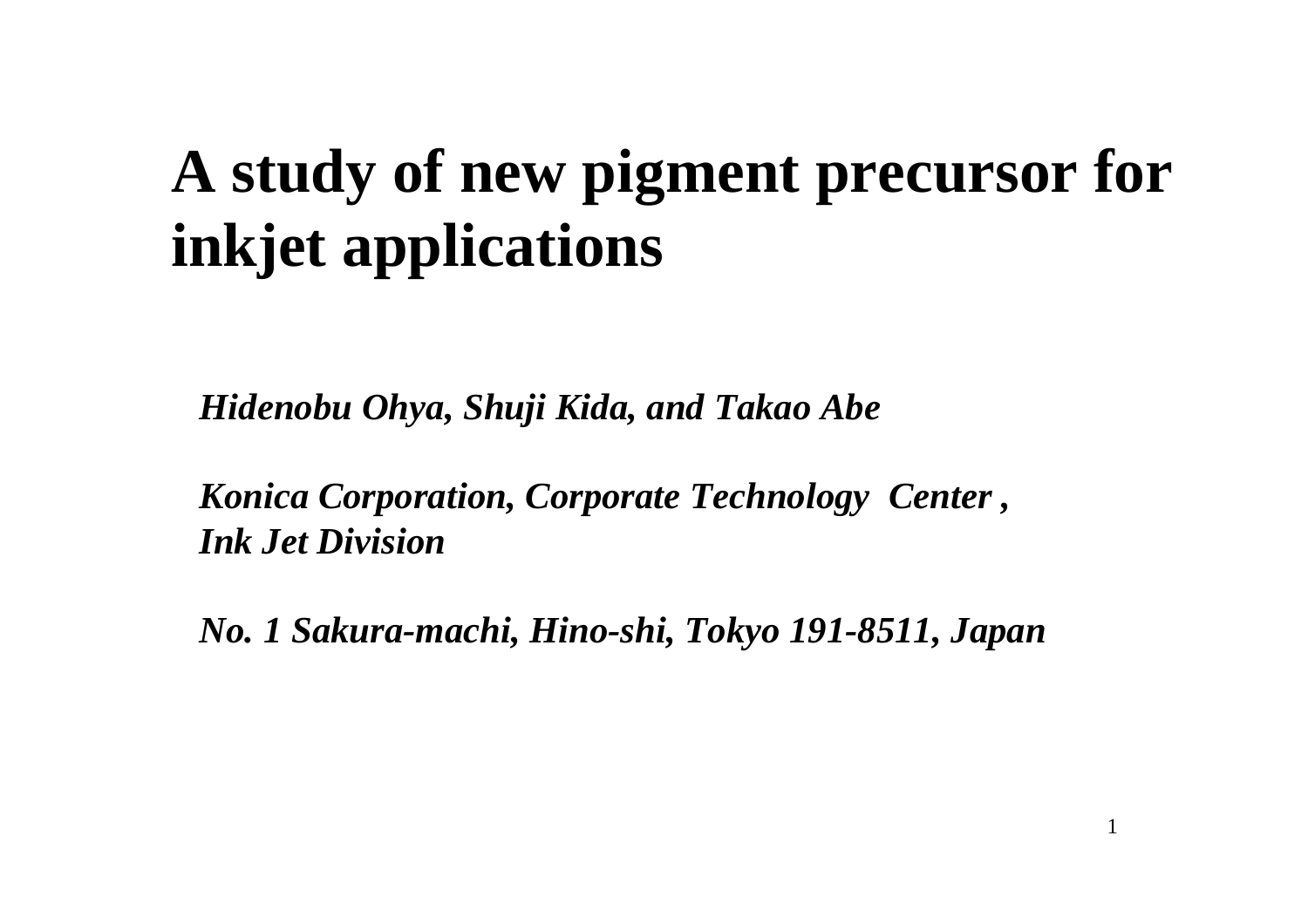# A study of new pigment precursor for inkjet applications

***Hidenobu Ohya, Shuji Kida, and Takao Abe***

***Konica Corporation, Corporate Technology Center ,***
***Ink Jet Division***

***No. 1 Sakura-machi, Hino-shi, Tokyo 191-8511, Japan***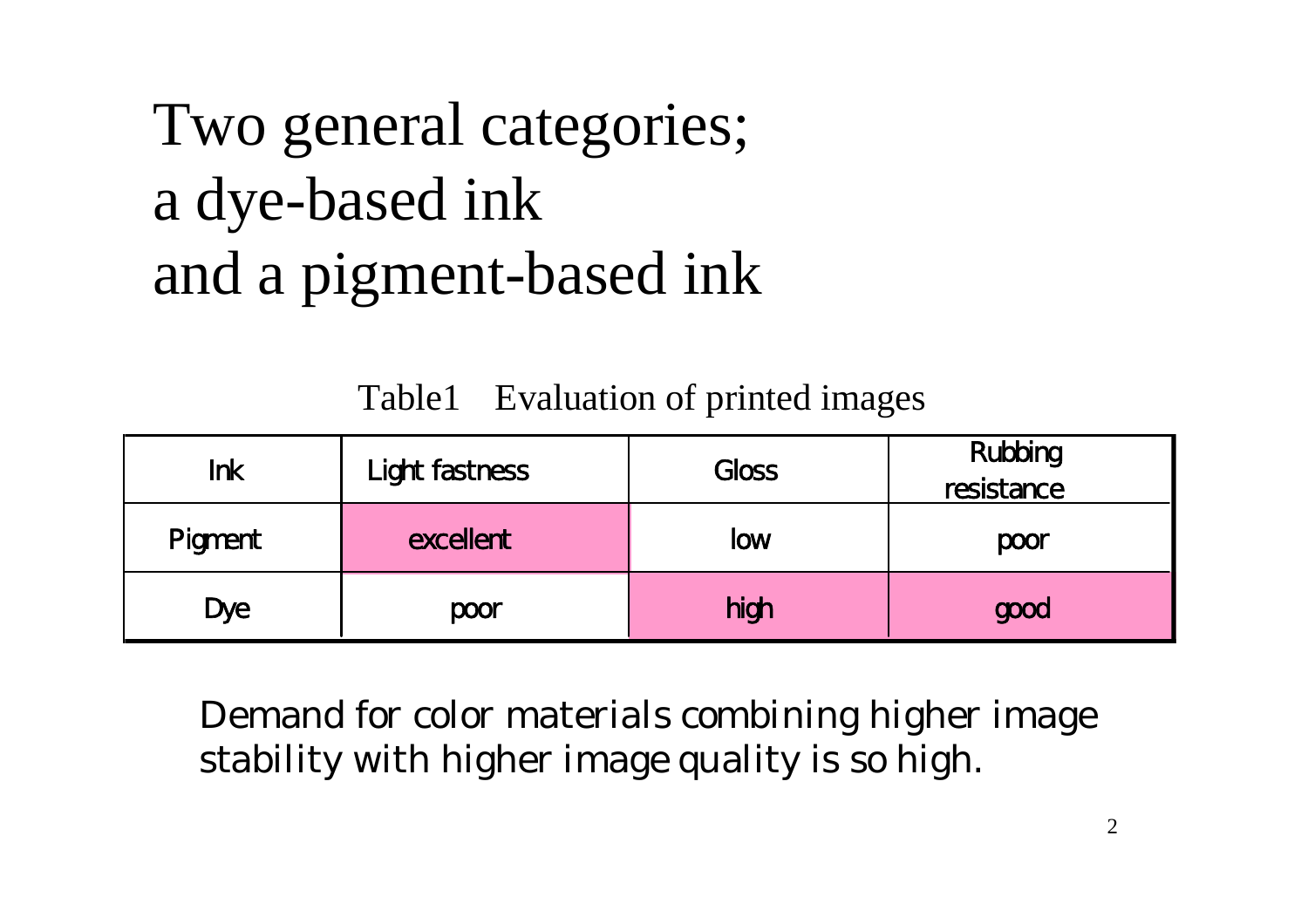# Two general categories; a dye-based ink and a pigment-based ink

Table1　Evaluation of printed images

| Ink | Light fastness | Gloss | Rubbing resistance |
|---|---|---|---|
| Pigment | excellent | low | poor |
| Dye | poor | high | good |

Demand for color materials combining higher image stability with higher image quality is so high.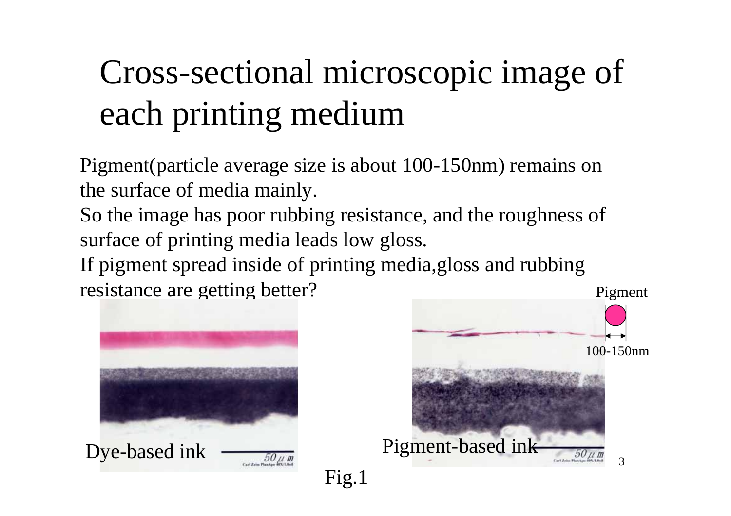# Cross-sectional microscopic image of each printing medium

Pigment(particle average size is about 100-150nm) remains on the surface of media mainly.
So the image has poor rubbing resistance, and the roughness of surface of printing media leads low gloss.
If pigment spread inside of printing media,gloss and rubbing resistance are getting better?

Pigment

100-150nm

Dye-based ink

Pigment-based ink

Fig.1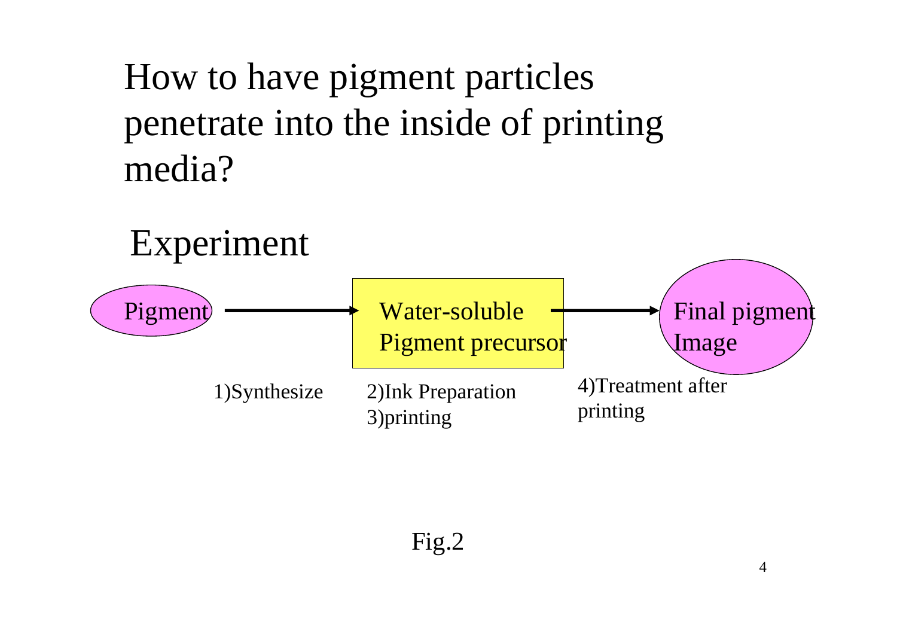# How to have pigment particles penetrate into the inside of printing media?

## Experiment

Pigment → Water-soluble Pigment precursor → Final pigment Image

1)Synthesize

2)Ink Preparation
3)printing

4)Treatment after printing

Fig.2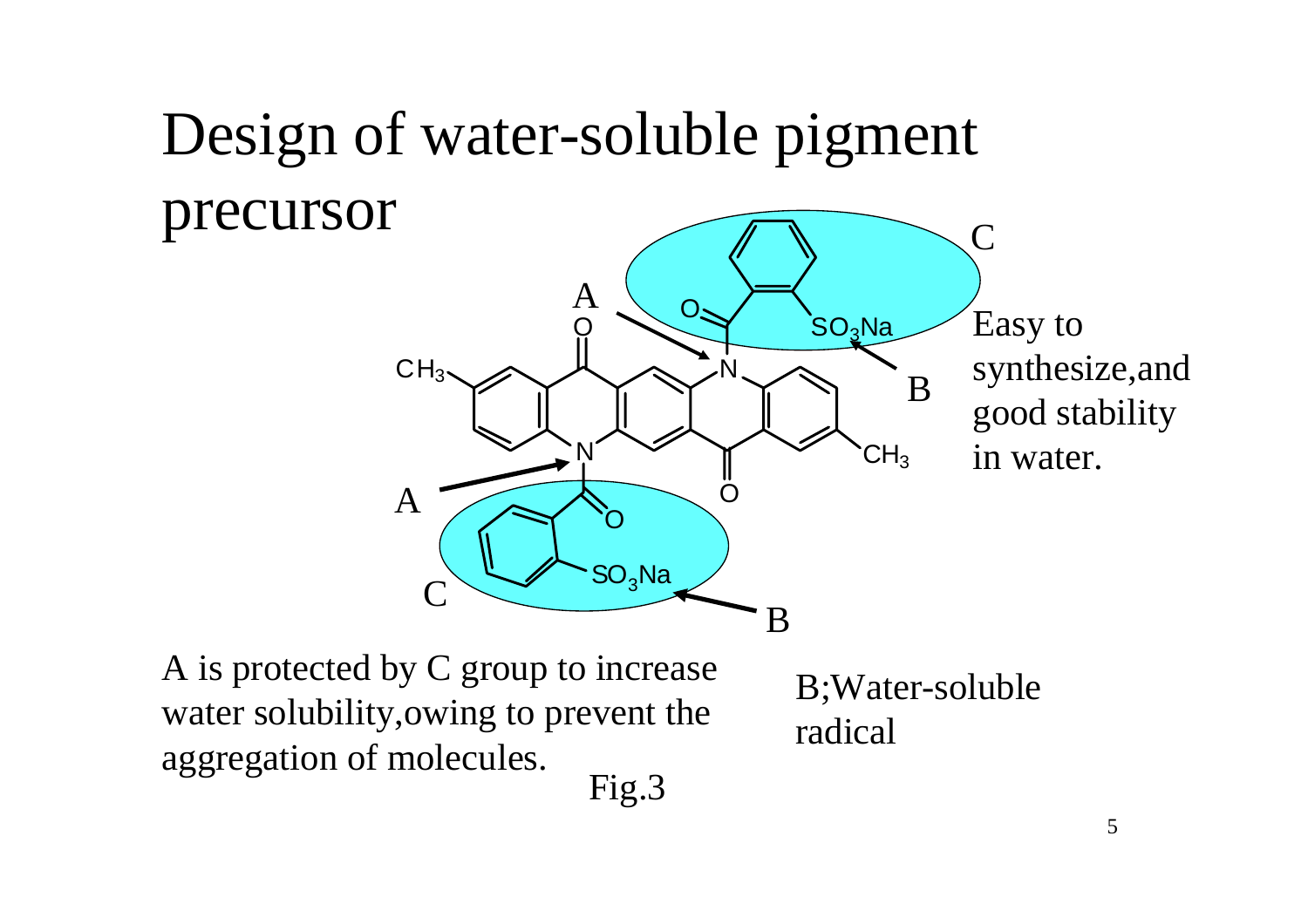# Design of water-soluble pigment precursor

C

Easy to synthesize,and good stability in water.

A is protected by C group to increase water solubility,owing to prevent the aggregation of molecules.

B;Water-soluble radical

Fig.3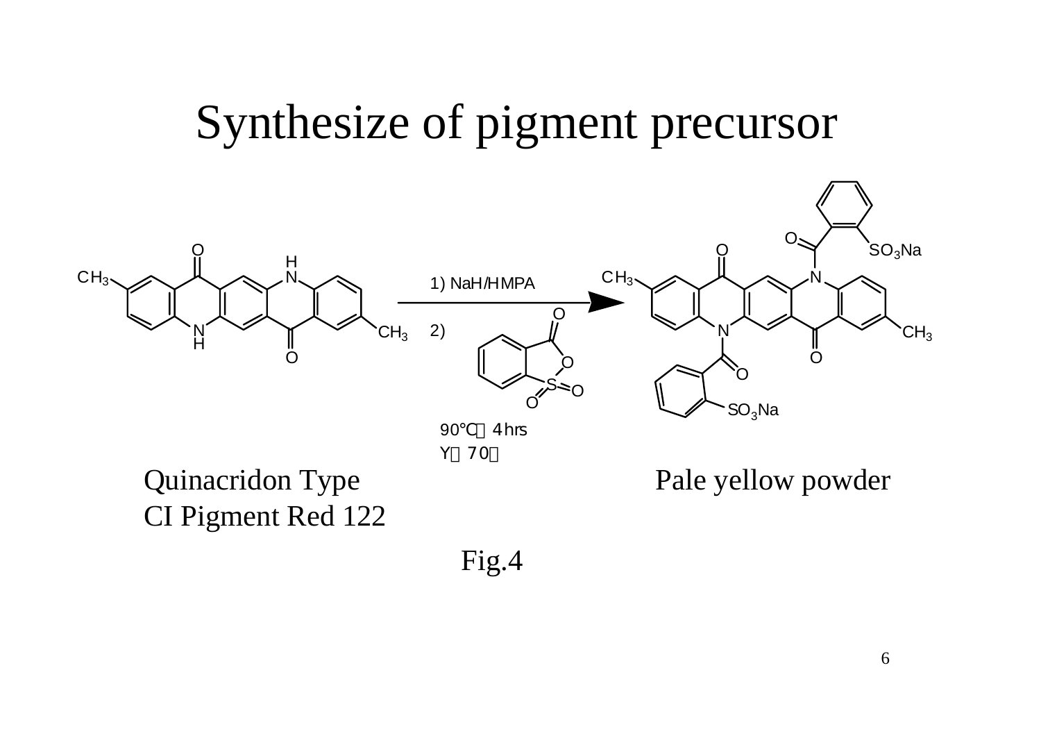# Synthesize of pigment precursor

1) NaH/HMPA

2)

90℃，4hrs

Y＝70％

Quinacridon Type
CI Pigment Red 122

Pale yellow powder

Fig.4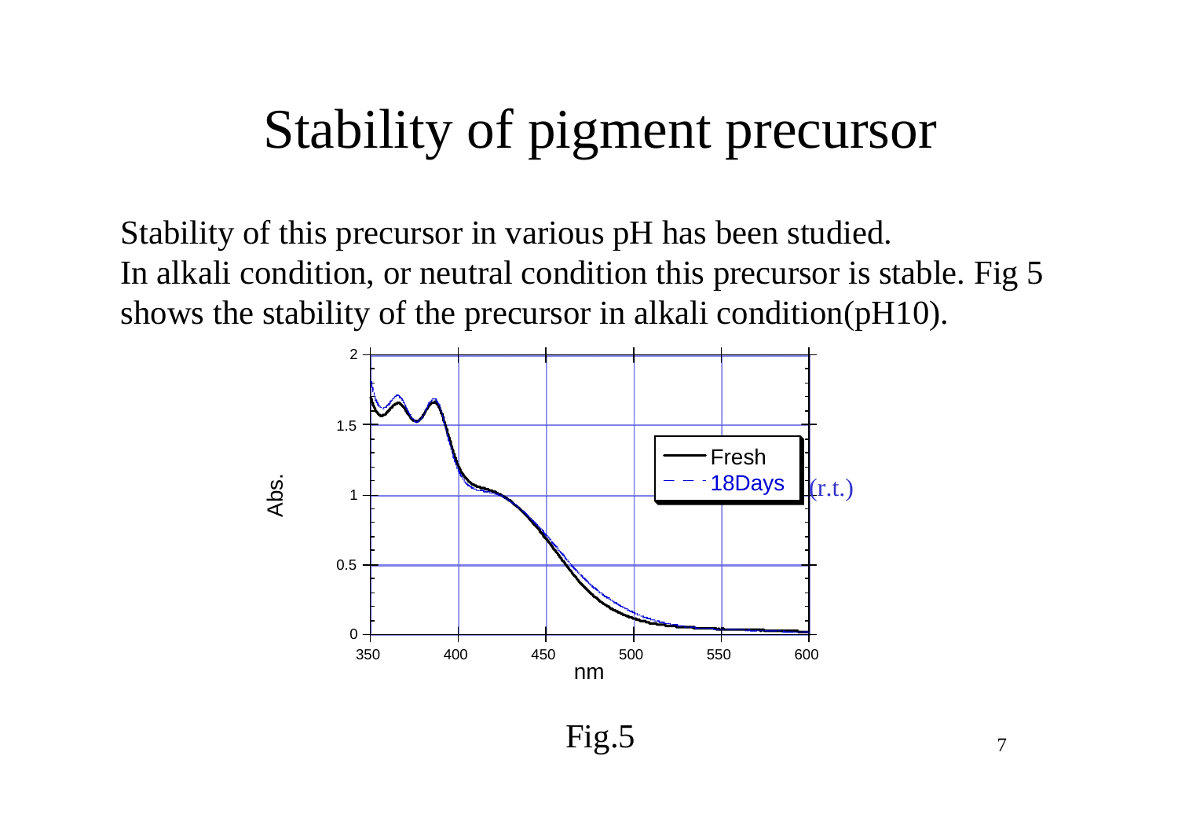# Stability of pigment precursor

Stability of this precursor in various pH has been studied.
In alkali condition, or neutral condition this precursor is stable. Fig 5 shows the stability of the precursor in alkali condition(pH10).

Fig.5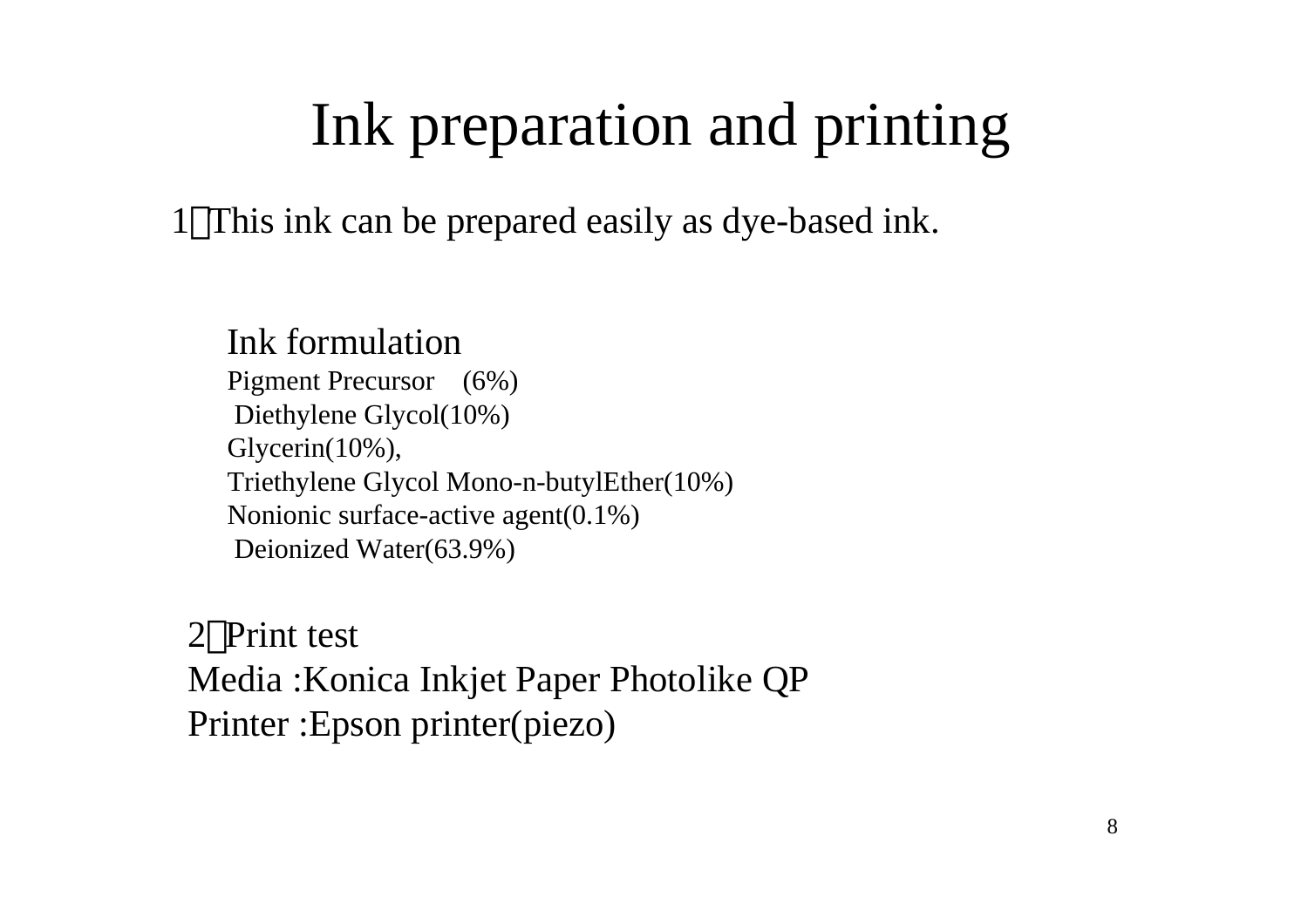# Ink preparation and printing

1）This ink can be prepared easily as dye-based ink.

Ink formulation

Pigment Precursor (6%)
Diethylene Glycol(10%)
Glycerin(10%),
Triethylene Glycol Mono-n-butylEther(10%)
Nonionic surface-active agent(0.1%)
Deionized Water(63.9%)

2）Print test

Media :Konica Inkjet Paper Photolike QP
Printer :Epson printer(piezo)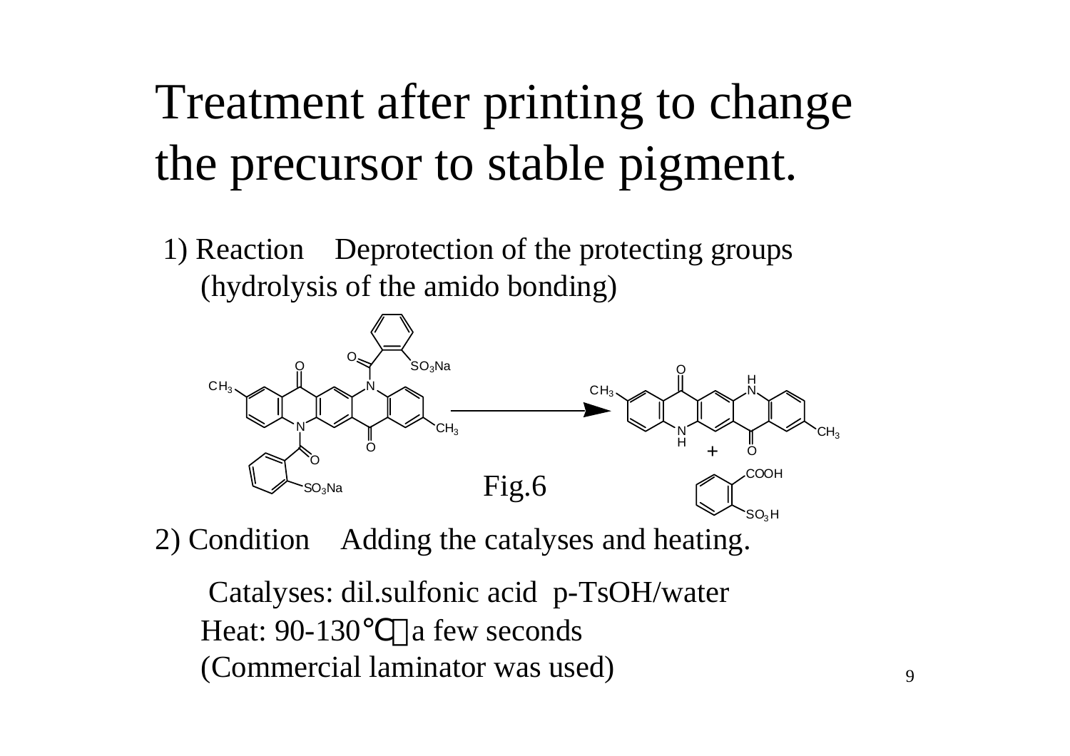# Treatment after printing to change the precursor to stable pigment.

1) Reaction Deprotection of the protecting groups (hydrolysis of the amido bonding)

Fig.6

2) Condition Adding the catalyses and heating.

Catalyses: dil.sulfonic acid p-TsOH/water

Heat: 90-130℃ a few seconds

(Commercial laminator was used)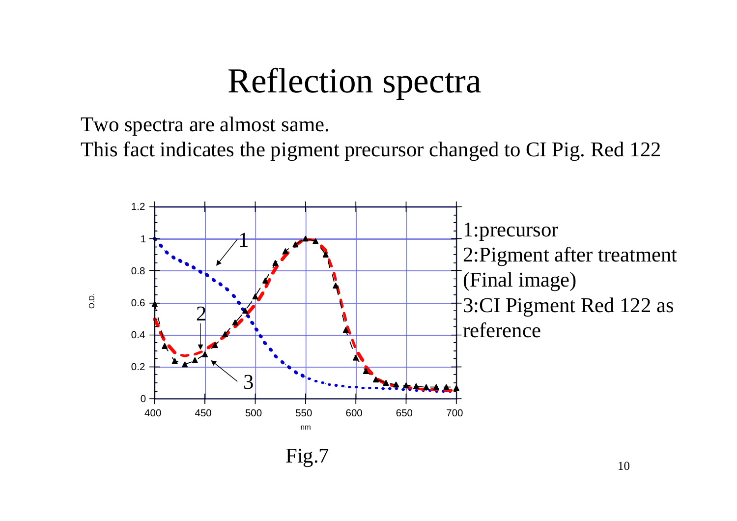# Reflection spectra

Two spectra are almost same.
This fact indicates the pigment precursor changed to CI Pig. Red 122

1:precursor
2:Pigment after treatment (Final image)
3:CI Pigment Red 122 as reference

Fig.7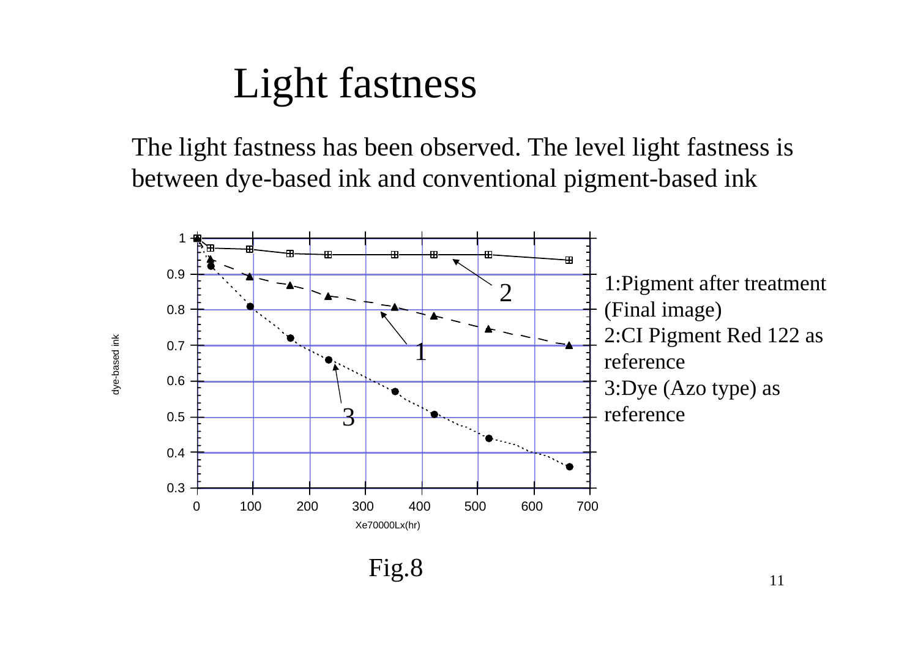# Light fastness

The light fastness has been observed. The level light fastness is between dye-based ink and conventional pigment-based ink

1:Pigment after treatment (Final image)
2:CI Pigment Red 122 as reference
3:Dye (Azo type) as reference

Fig.8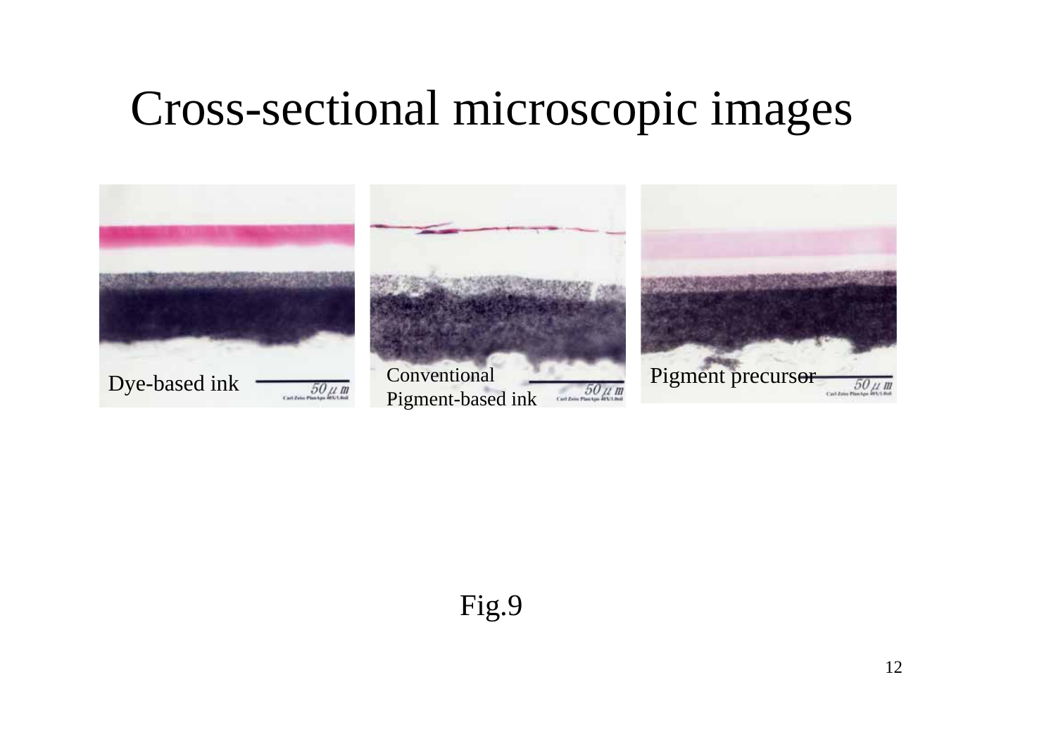# Cross-sectional microscopic images

Dye-based ink

Conventional Pigment-based ink

Pigment precursor

Fig.9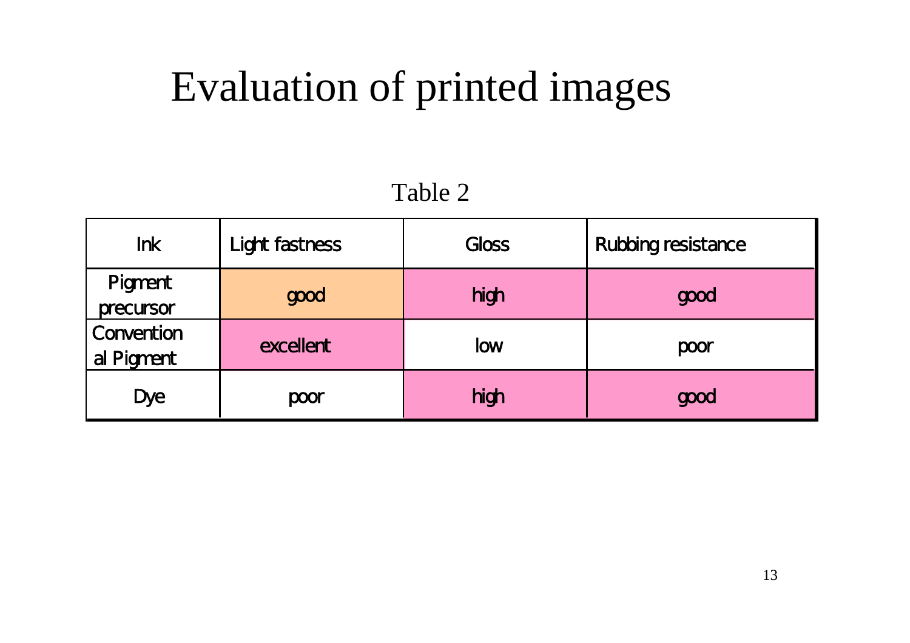# Evaluation of printed images

Table 2

| Ink | Light fastness | Gloss | Rubbing resistance |
| --- | --- | --- | --- |
| Pigment precursor | good | high | good |
| Conventional Pigment | excellent | low | poor |
| Dye | poor | high | good |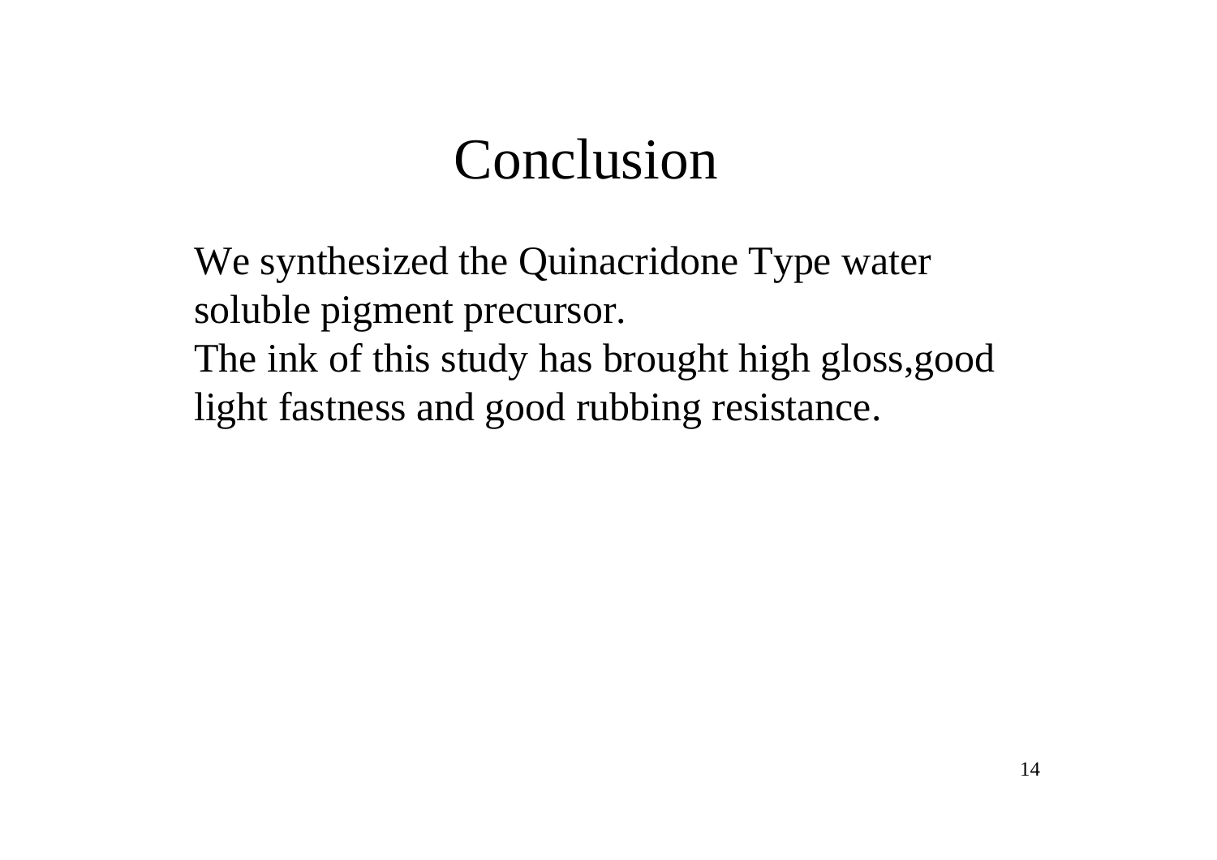# Conclusion

We synthesized the Quinacridone Type water soluble pigment precursor.
The ink of this study has brought high gloss,good light fastness and good rubbing resistance.